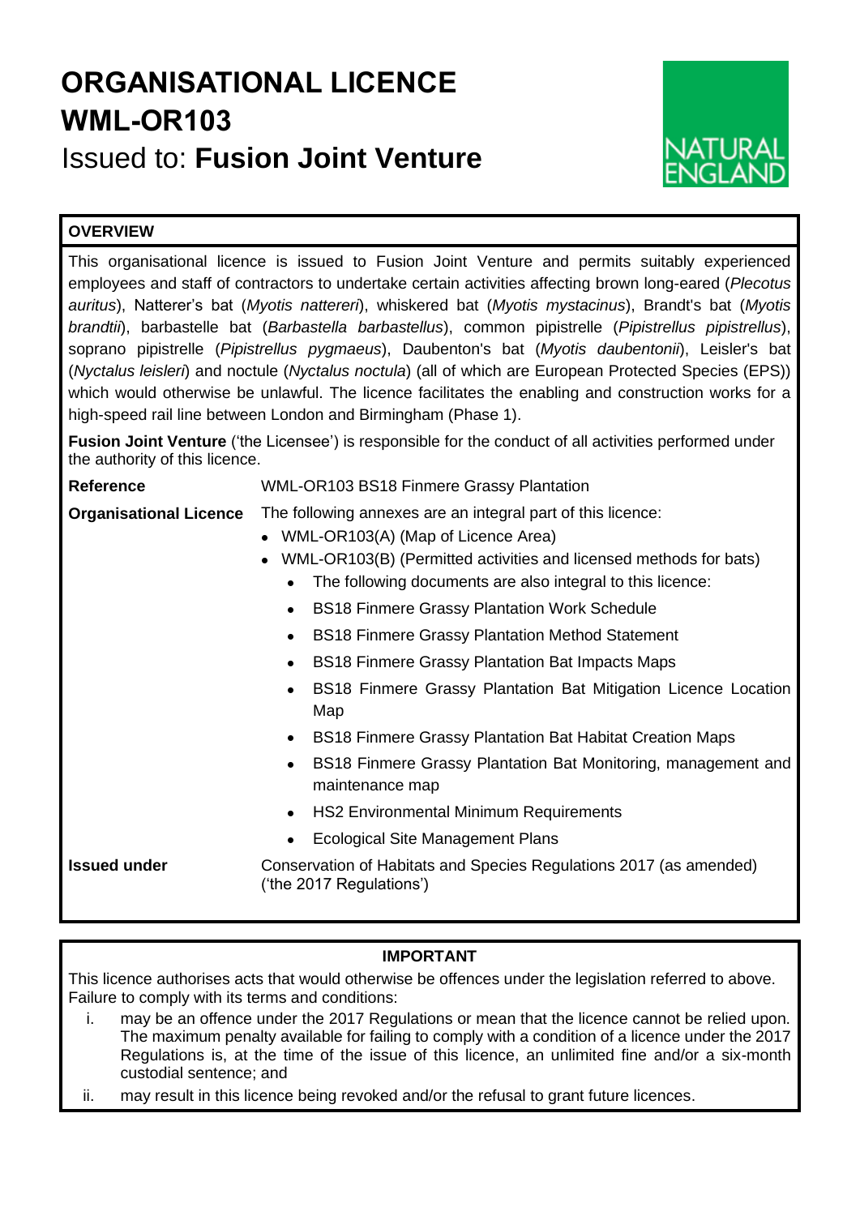# ORGANISATIONAL LICENCE
# WML-OR103
## Issued to: **Fusion Joint Venture**

NATURAL ENGLAND

**OVERVIEW**

This organisational licence is issued to Fusion Joint Venture and permits suitably experienced employees and staff of contractors to undertake certain activities affecting brown long-eared (*Plecotus auritus*), Natterer's bat (*Myotis nattereri*), whiskered bat (*Myotis mystacinus*), Brandt's bat (*Myotis brandtii*), barbastelle bat (*Barbastella barbastellus*), common pipistrelle (*Pipistrellus pipistrellus*), soprano pipistrelle (*Pipistrellus pygmaeus*), Daubenton's bat (*Myotis daubentonii*), Leisler's bat (*Nyctalus leisleri*) and noctule (*Nyctalus noctula*) (all of which are European Protected Species (EPS)) which would otherwise be unlawful. The licence facilitates the enabling and construction works for a high-speed rail line between London and Birmingham (Phase 1).

**Fusion Joint Venture** ('the Licensee') is responsible for the conduct of all activities performed under the authority of this licence.

**Reference**: WML-OR103 BS18 Finmere Grassy Plantation

**Organisational Licence**: The following annexes are an integral part of this licence:

- WML-OR103(A) (Map of Licence Area)
- WML-OR103(B) (Permitted activities and licensed methods for bats)
  - The following documents are also integral to this licence:
  - BS18 Finmere Grassy Plantation Work Schedule
  - BS18 Finmere Grassy Plantation Method Statement
  - BS18 Finmere Grassy Plantation Bat Impacts Maps
  - BS18 Finmere Grassy Plantation Bat Mitigation Licence Location Map
  - BS18 Finmere Grassy Plantation Bat Habitat Creation Maps
  - BS18 Finmere Grassy Plantation Bat Monitoring, management and maintenance map
  - HS2 Environmental Minimum Requirements
  - Ecological Site Management Plans

**Issued under**: Conservation of Habitats and Species Regulations 2017 (as amended) ('the 2017 Regulations')

**IMPORTANT**

This licence authorises acts that would otherwise be offences under the legislation referred to above. Failure to comply with its terms and conditions:

i. may be an offence under the 2017 Regulations or mean that the licence cannot be relied upon. The maximum penalty available for failing to comply with a condition of a licence under the 2017 Regulations is, at the time of the issue of this licence, an unlimited fine and/or a six-month custodial sentence; and

ii. may result in this licence being revoked and/or the refusal to grant future licences.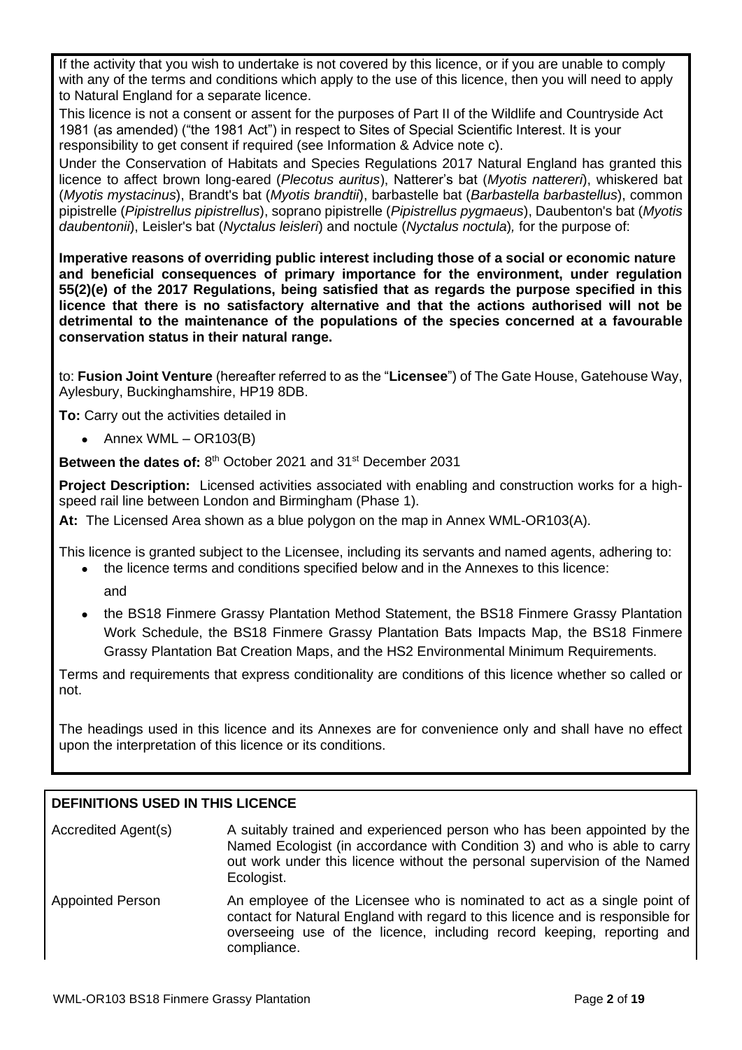If the activity that you wish to undertake is not covered by this licence, or if you are unable to comply with any of the terms and conditions which apply to the use of this licence, then you will need to apply to Natural England for a separate licence.

This licence is not a consent or assent for the purposes of Part II of the Wildlife and Countryside Act 1981 (as amended) ("the 1981 Act") in respect to Sites of Special Scientific Interest. It is your responsibility to get consent if required (see Information & Advice note c).

Under the Conservation of Habitats and Species Regulations 2017 Natural England has granted this licence to affect brown long-eared (*Plecotus auritus*), Natterer's bat (*Myotis nattereri*), whiskered bat (*Myotis mystacinus*), Brandt's bat (*Myotis brandtii*), barbastelle bat (*Barbastella barbastellus*), common pipistrelle (*Pipistrellus pipistrellus*), soprano pipistrelle (*Pipistrellus pygmaeus*), Daubenton's bat (*Myotis daubentonii*), Leisler's bat (*Nyctalus leisleri*) and noctule (*Nyctalus noctula*), for the purpose of:

**Imperative reasons of overriding public interest including those of a social or economic nature and beneficial consequences of primary importance for the environment, under regulation 55(2)(e) of the 2017 Regulations, being satisfied that as regards the purpose specified in this licence that there is no satisfactory alternative and that the actions authorised will not be detrimental to the maintenance of the populations of the species concerned at a favourable conservation status in their natural range.**

to: **Fusion Joint Venture** (hereafter referred to as the "**Licensee**") of The Gate House, Gatehouse Way, Aylesbury, Buckinghamshire, HP19 8DB.

**To:** Carry out the activities detailed in

- Annex WML – OR103(B)

**Between the dates of:** 8th October 2021 and 31st December 2031

**Project Description:** Licensed activities associated with enabling and construction works for a high-speed rail line between London and Birmingham (Phase 1).

**At:** The Licensed Area shown as a blue polygon on the map in Annex WML-OR103(A).

This licence is granted subject to the Licensee, including its servants and named agents, adhering to:

- the licence terms and conditions specified below and in the Annexes to this licence:

  and

- the BS18 Finmere Grassy Plantation Method Statement, the BS18 Finmere Grassy Plantation Work Schedule, the BS18 Finmere Grassy Plantation Bats Impacts Map, the BS18 Finmere Grassy Plantation Bat Creation Maps, and the HS2 Environmental Minimum Requirements.

Terms and requirements that express conditionality are conditions of this licence whether so called or not.

The headings used in this licence and its Annexes are for convenience only and shall have no effect upon the interpretation of this licence or its conditions.

## DEFINITIONS USED IN THIS LICENCE

| | |
|---|---|
| Accredited Agent(s) | A suitably trained and experienced person who has been appointed by the Named Ecologist (in accordance with Condition 3) and who is able to carry out work under this licence without the personal supervision of the Named Ecologist. |
| Appointed Person | An employee of the Licensee who is nominated to act as a single point of contact for Natural England with regard to this licence and is responsible for overseeing use of the licence, including record keeping, reporting and compliance. |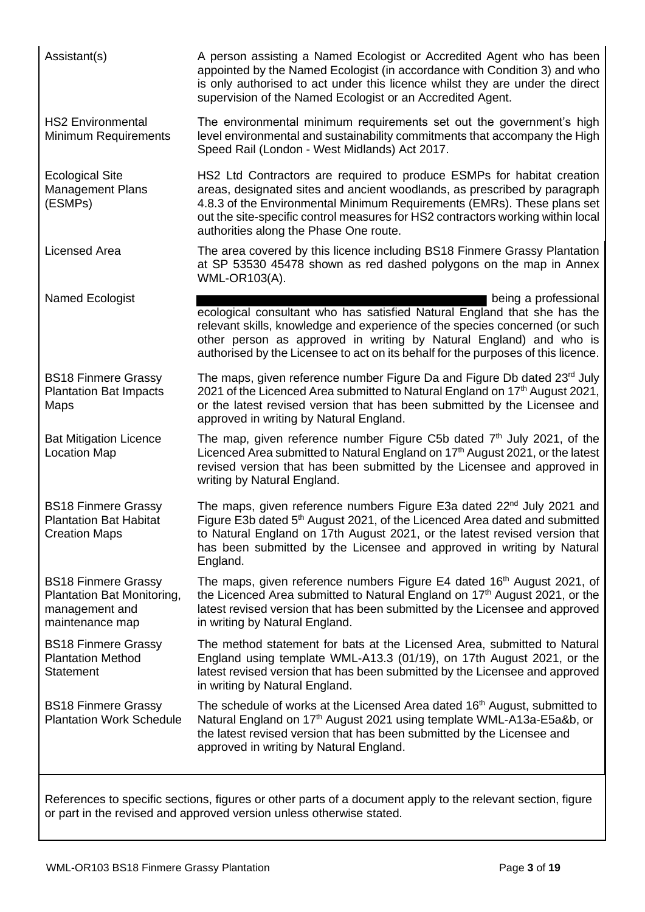| | |
|---|---|
| Assistant(s) | A person assisting a Named Ecologist or Accredited Agent who has been appointed by the Named Ecologist (in accordance with Condition 3) and who is only authorised to act under this licence whilst they are under the direct supervision of the Named Ecologist or an Accredited Agent. |
| HS2 Environmental Minimum Requirements | The environmental minimum requirements set out the government's high level environmental and sustainability commitments that accompany the High Speed Rail (London - West Midlands) Act 2017. |
| Ecological Site Management Plans (ESMPs) | HS2 Ltd Contractors are required to produce ESMPs for habitat creation areas, designated sites and ancient woodlands, as prescribed by paragraph 4.8.3 of the Environmental Minimum Requirements (EMRs). These plans set out the site-specific control measures for HS2 contractors working within local authorities along the Phase One route. |
| Licensed Area | The area covered by this licence including BS18 Finmere Grassy Plantation at SP 53530 45478 shown as red dashed polygons on the map in Annex WML-OR103(A). |
| Named Ecologist | being a professional ecological consultant who has satisfied Natural England that she has the relevant skills, knowledge and experience of the species concerned (or such other person as approved in writing by Natural England) and who is authorised by the Licensee to act on its behalf for the purposes of this licence. |
| BS18 Finmere Grassy Plantation Bat Impacts Maps | The maps, given reference number Figure Da and Figure Db dated 23rd July 2021 of the Licenced Area submitted to Natural England on 17th August 2021, or the latest revised version that has been submitted by the Licensee and approved in writing by Natural England. |
| Bat Mitigation Licence Location Map | The map, given reference number Figure C5b dated 7th July 2021, of the Licenced Area submitted to Natural England on 17th August 2021, or the latest revised version that has been submitted by the Licensee and approved in writing by Natural England. |
| BS18 Finmere Grassy Plantation Bat Habitat Creation Maps | The maps, given reference numbers Figure E3a dated 22nd July 2021 and Figure E3b dated 5th August 2021, of the Licenced Area dated and submitted to Natural England on 17th August 2021, or the latest revised version that has been submitted by the Licensee and approved in writing by Natural England. |
| BS18 Finmere Grassy Plantation Bat Monitoring, management and maintenance map | The maps, given reference numbers Figure E4 dated 16th August 2021, of the Licenced Area submitted to Natural England on 17th August 2021, or the latest revised version that has been submitted by the Licensee and approved in writing by Natural England. |
| BS18 Finmere Grassy Plantation Method Statement | The method statement for bats at the Licensed Area, submitted to Natural England using template WML-A13.3 (01/19), on 17th August 2021, or the latest revised version that has been submitted by the Licensee and approved in writing by Natural England. |
| BS18 Finmere Grassy Plantation Work Schedule | The schedule of works at the Licensed Area dated 16th August, submitted to Natural England on 17th August 2021 using template WML-A13a-E5a&b, or the latest revised version that has been submitted by the Licensee and approved in writing by Natural England. |

References to specific sections, figures or other parts of a document apply to the relevant section, figure or part in the revised and approved version unless otherwise stated.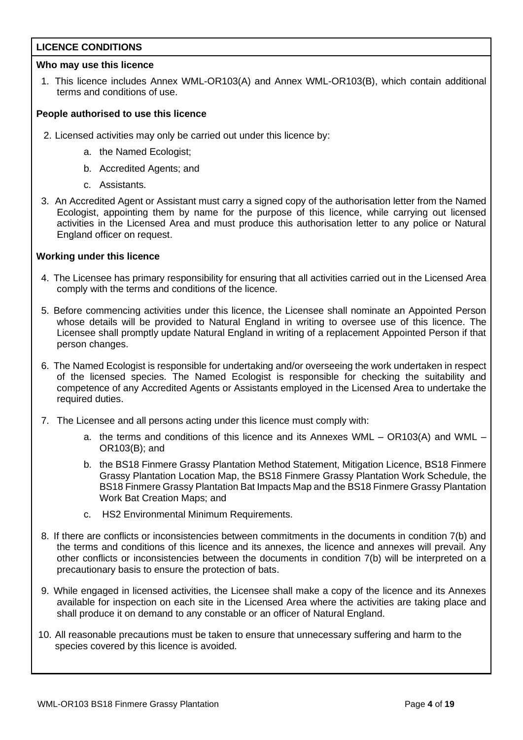## LICENCE CONDITIONS

**Who may use this licence**

1. This licence includes Annex WML-OR103(A) and Annex WML-OR103(B), which contain additional terms and conditions of use.

**People authorised to use this licence**

2. Licensed activities may only be carried out under this licence by:
   a. the Named Ecologist;
   b. Accredited Agents; and
   c. Assistants.
3. An Accredited Agent or Assistant must carry a signed copy of the authorisation letter from the Named Ecologist, appointing them by name for the purpose of this licence, while carrying out licensed activities in the Licensed Area and must produce this authorisation letter to any police or Natural England officer on request.

**Working under this licence**

4. The Licensee has primary responsibility for ensuring that all activities carried out in the Licensed Area comply with the terms and conditions of the licence.
5. Before commencing activities under this licence, the Licensee shall nominate an Appointed Person whose details will be provided to Natural England in writing to oversee use of this licence. The Licensee shall promptly update Natural England in writing of a replacement Appointed Person if that person changes.
6. The Named Ecologist is responsible for undertaking and/or overseeing the work undertaken in respect of the licensed species. The Named Ecologist is responsible for checking the suitability and competence of any Accredited Agents or Assistants employed in the Licensed Area to undertake the required duties.
7. The Licensee and all persons acting under this licence must comply with:
   a. the terms and conditions of this licence and its Annexes WML – OR103(A) and WML – OR103(B); and
   b. the BS18 Finmere Grassy Plantation Method Statement, Mitigation Licence, BS18 Finmere Grassy Plantation Location Map, the BS18 Finmere Grassy Plantation Work Schedule, the BS18 Finmere Grassy Plantation Bat Impacts Map and the BS18 Finmere Grassy Plantation Work Bat Creation Maps; and
   c. HS2 Environmental Minimum Requirements.
8. If there are conflicts or inconsistencies between commitments in the documents in condition 7(b) and the terms and conditions of this licence and its annexes, the licence and annexes will prevail. Any other conflicts or inconsistencies between the documents in condition 7(b) will be interpreted on a precautionary basis to ensure the protection of bats.
9. While engaged in licensed activities, the Licensee shall make a copy of the licence and its Annexes available for inspection on each site in the Licensed Area where the activities are taking place and shall produce it on demand to any constable or an officer of Natural England.
10. All reasonable precautions must be taken to ensure that unnecessary suffering and harm to the species covered by this licence is avoided.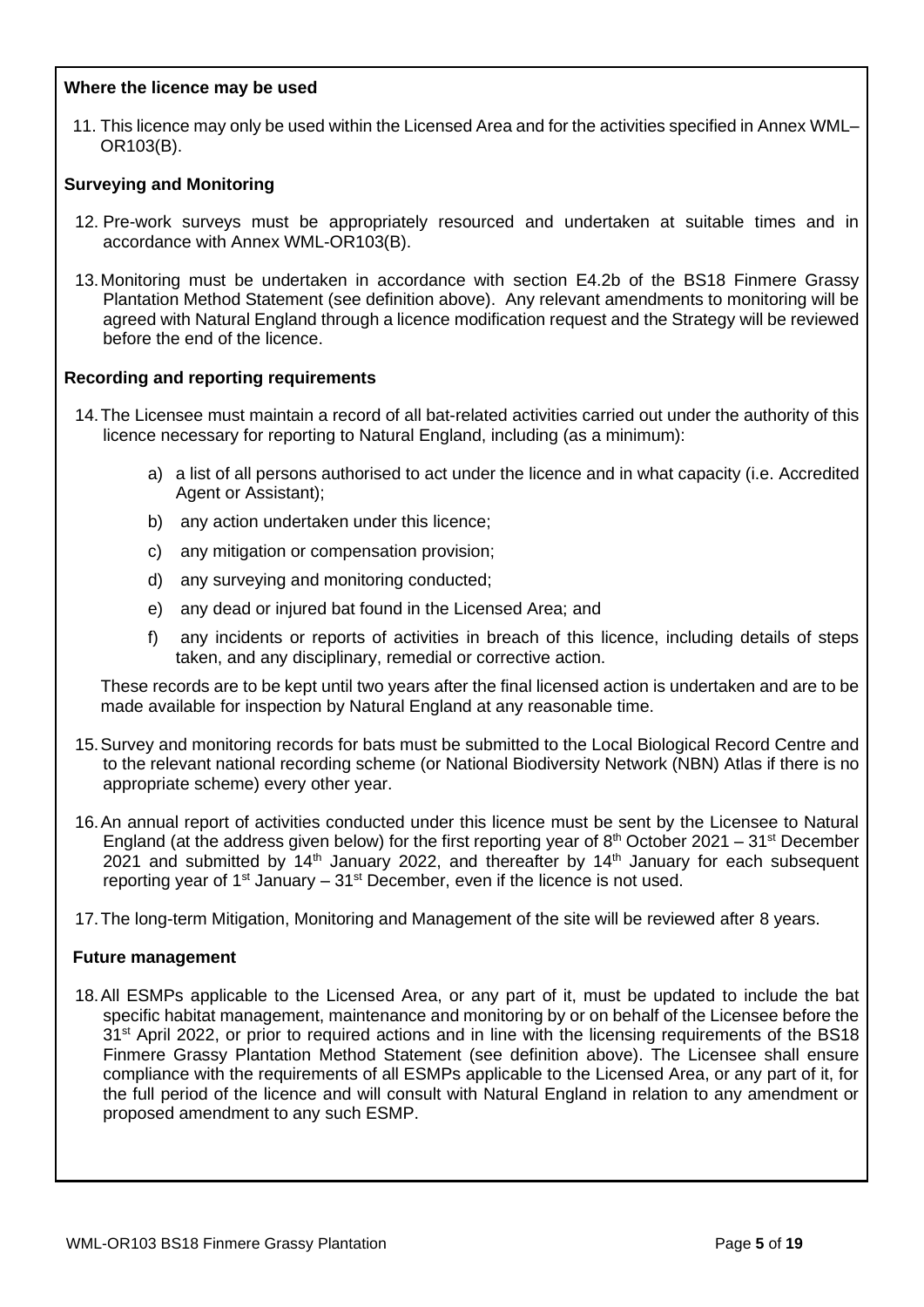**Where the licence may be used**

11. This licence may only be used within the Licensed Area and for the activities specified in Annex WML–OR103(B).

**Surveying and Monitoring**

12. Pre-work surveys must be appropriately resourced and undertaken at suitable times and in accordance with Annex WML-OR103(B).

13. Monitoring must be undertaken in accordance with section E4.2b of the BS18 Finmere Grassy Plantation Method Statement (see definition above). Any relevant amendments to monitoring will be agreed with Natural England through a licence modification request and the Strategy will be reviewed before the end of the licence.

**Recording and reporting requirements**

14. The Licensee must maintain a record of all bat-related activities carried out under the authority of this licence necessary for reporting to Natural England, including (as a minimum):

    a) a list of all persons authorised to act under the licence and in what capacity (i.e. Accredited Agent or Assistant);

    b) any action undertaken under this licence;

    c) any mitigation or compensation provision;

    d) any surveying and monitoring conducted;

    e) any dead or injured bat found in the Licensed Area; and

    f) any incidents or reports of activities in breach of this licence, including details of steps taken, and any disciplinary, remedial or corrective action.

    These records are to be kept until two years after the final licensed action is undertaken and are to be made available for inspection by Natural England at any reasonable time.

15. Survey and monitoring records for bats must be submitted to the Local Biological Record Centre and to the relevant national recording scheme (or National Biodiversity Network (NBN) Atlas if there is no appropriate scheme) every other year.

16. An annual report of activities conducted under this licence must be sent by the Licensee to Natural England (at the address given below) for the first reporting year of 8th October 2021 – 31st December 2021 and submitted by 14th January 2022, and thereafter by 14th January for each subsequent reporting year of 1st January – 31st December, even if the licence is not used.

17. The long-term Mitigation, Monitoring and Management of the site will be reviewed after 8 years.

**Future management**

18. All ESMPs applicable to the Licensed Area, or any part of it, must be updated to include the bat specific habitat management, maintenance and monitoring by or on behalf of the Licensee before the 31st April 2022, or prior to required actions and in line with the licensing requirements of the BS18 Finmere Grassy Plantation Method Statement (see definition above). The Licensee shall ensure compliance with the requirements of all ESMPs applicable to the Licensed Area, or any part of it, for the full period of the licence and will consult with Natural England in relation to any amendment or proposed amendment to any such ESMP.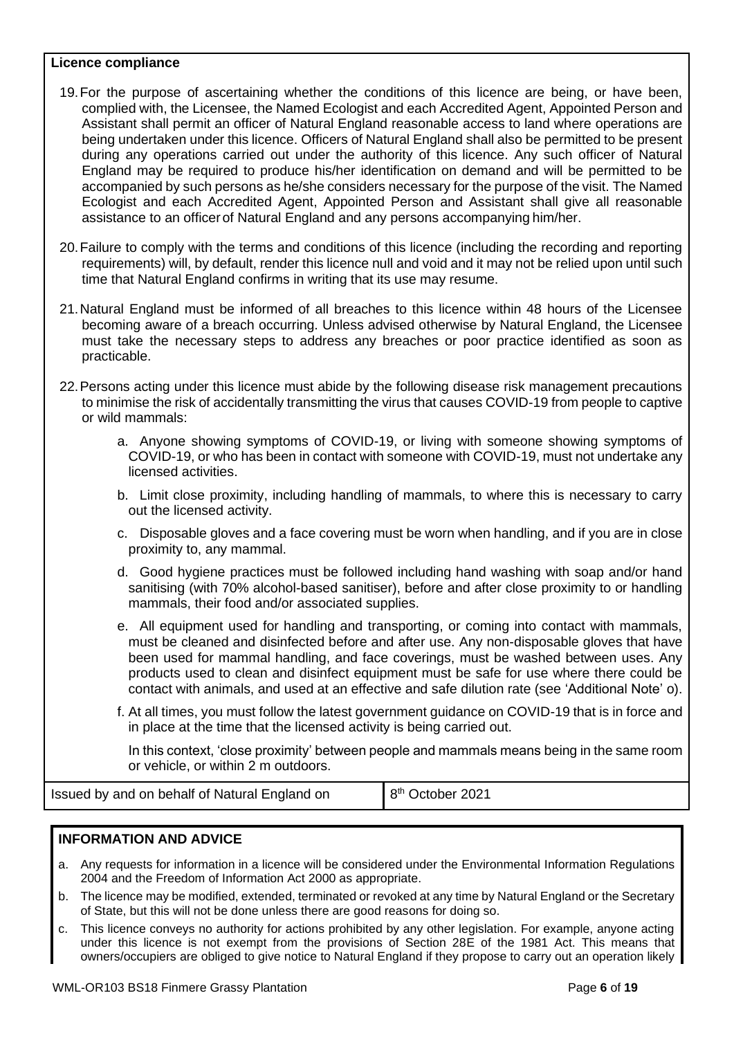**Licence compliance**

19. For the purpose of ascertaining whether the conditions of this licence are being, or have been, complied with, the Licensee, the Named Ecologist and each Accredited Agent, Appointed Person and Assistant shall permit an officer of Natural England reasonable access to land where operations are being undertaken under this licence. Officers of Natural England shall also be permitted to be present during any operations carried out under the authority of this licence. Any such officer of Natural England may be required to produce his/her identification on demand and will be permitted to be accompanied by such persons as he/she considers necessary for the purpose of the visit. The Named Ecologist and each Accredited Agent, Appointed Person and Assistant shall give all reasonable assistance to an officer of Natural England and any persons accompanying him/her.

20. Failure to comply with the terms and conditions of this licence (including the recording and reporting requirements) will, by default, render this licence null and void and it may not be relied upon until such time that Natural England confirms in writing that its use may resume.

21. Natural England must be informed of all breaches to this licence within 48 hours of the Licensee becoming aware of a breach occurring. Unless advised otherwise by Natural England, the Licensee must take the necessary steps to address any breaches or poor practice identified as soon as practicable.

22. Persons acting under this licence must abide by the following disease risk management precautions to minimise the risk of accidentally transmitting the virus that causes COVID-19 from people to captive or wild mammals:

    a. Anyone showing symptoms of COVID-19, or living with someone showing symptoms of COVID-19, or who has been in contact with someone with COVID-19, must not undertake any licensed activities.

    b. Limit close proximity, including handling of mammals, to where this is necessary to carry out the licensed activity.

    c. Disposable gloves and a face covering must be worn when handling, and if you are in close proximity to, any mammal.

    d. Good hygiene practices must be followed including hand washing with soap and/or hand sanitising (with 70% alcohol-based sanitiser), before and after close proximity to or handling mammals, their food and/or associated supplies.

    e. All equipment used for handling and transporting, or coming into contact with mammals, must be cleaned and disinfected before and after use. Any non-disposable gloves that have been used for mammal handling, and face coverings, must be washed between uses. Any products used to clean and disinfect equipment must be safe for use where there could be contact with animals, and used at an effective and safe dilution rate (see 'Additional Note' o).

    f. At all times, you must follow the latest government guidance on COVID-19 that is in force and in place at the time that the licensed activity is being carried out.

    In this context, 'close proximity' between people and mammals means being in the same room or vehicle, or within 2 m outdoors.

| Issued by and on behalf of Natural England on | 8th October 2021 |
|---|---|

**INFORMATION AND ADVICE**

a. Any requests for information in a licence will be considered under the Environmental Information Regulations 2004 and the Freedom of Information Act 2000 as appropriate.

b. The licence may be modified, extended, terminated or revoked at any time by Natural England or the Secretary of State, but this will not be done unless there are good reasons for doing so.

c. This licence conveys no authority for actions prohibited by any other legislation. For example, anyone acting under this licence is not exempt from the provisions of Section 28E of the 1981 Act. This means that owners/occupiers are obliged to give notice to Natural England if they propose to carry out an operation likely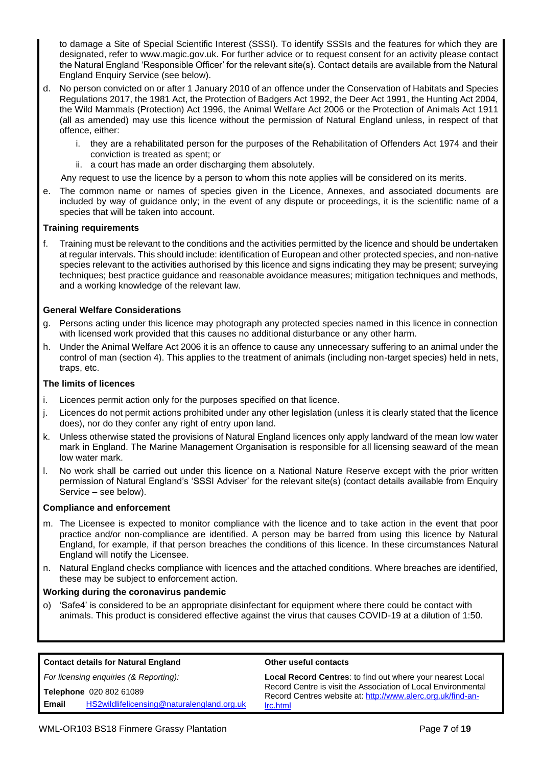to damage a Site of Special Scientific Interest (SSSI). To identify SSSIs and the features for which they are designated, refer to www.magic.gov.uk. For further advice or to request consent for an activity please contact the Natural England 'Responsible Officer' for the relevant site(s). Contact details are available from the Natural England Enquiry Service (see below).

d. No person convicted on or after 1 January 2010 of an offence under the Conservation of Habitats and Species Regulations 2017, the 1981 Act, the Protection of Badgers Act 1992, the Deer Act 1991, the Hunting Act 2004, the Wild Mammals (Protection) Act 1996, the Animal Welfare Act 2006 or the Protection of Animals Act 1911 (all as amended) may use this licence without the permission of Natural England unless, in respect of that offence, either:
   i. they are a rehabilitated person for the purposes of the Rehabilitation of Offenders Act 1974 and their conviction is treated as spent; or
   ii. a court has made an order discharging them absolutely.

   Any request to use the licence by a person to whom this note applies will be considered on its merits.

e. The common name or names of species given in the Licence, Annexes, and associated documents are included by way of guidance only; in the event of any dispute or proceedings, it is the scientific name of a species that will be taken into account.

**Training requirements**

f. Training must be relevant to the conditions and the activities permitted by the licence and should be undertaken at regular intervals. This should include: identification of European and other protected species, and non-native species relevant to the activities authorised by this licence and signs indicating they may be present; surveying techniques; best practice guidance and reasonable avoidance measures; mitigation techniques and methods, and a working knowledge of the relevant law.

**General Welfare Considerations**

g. Persons acting under this licence may photograph any protected species named in this licence in connection with licensed work provided that this causes no additional disturbance or any other harm.

h. Under the Animal Welfare Act 2006 it is an offence to cause any unnecessary suffering to an animal under the control of man (section 4). This applies to the treatment of animals (including non-target species) held in nets, traps, etc.

**The limits of licences**

i. Licences permit action only for the purposes specified on that licence.

j. Licences do not permit actions prohibited under any other legislation (unless it is clearly stated that the licence does), nor do they confer any right of entry upon land.

k. Unless otherwise stated the provisions of Natural England licences only apply landward of the mean low water mark in England. The Marine Management Organisation is responsible for all licensing seaward of the mean low water mark.

l. No work shall be carried out under this licence on a National Nature Reserve except with the prior written permission of Natural England's 'SSSI Adviser' for the relevant site(s) (contact details available from Enquiry Service – see below).

**Compliance and enforcement**

m. The Licensee is expected to monitor compliance with the licence and to take action in the event that poor practice and/or non-compliance are identified. A person may be barred from using this licence by Natural England, for example, if that person breaches the conditions of this licence. In these circumstances Natural England will notify the Licensee.

n. Natural England checks compliance with licences and the attached conditions. Where breaches are identified, these may be subject to enforcement action.

**Working during the coronavirus pandemic**

o) 'Safe4' is considered to be an appropriate disinfectant for equipment where there could be contact with animals. This product is considered effective against the virus that causes COVID-19 at a dilution of 1:50.

**Contact details for Natural England**

*For licensing enquiries (& Reporting):*

**Telephone** 020 802 61089

**Email** HS2wildlifelicensing@naturalengland.org.uk

**Other useful contacts**

**Local Record Centres**: to find out where your nearest Local Record Centre is visit the Association of Local Environmental Record Centres website at: http://www.alerc.org.uk/find-an-lrc.html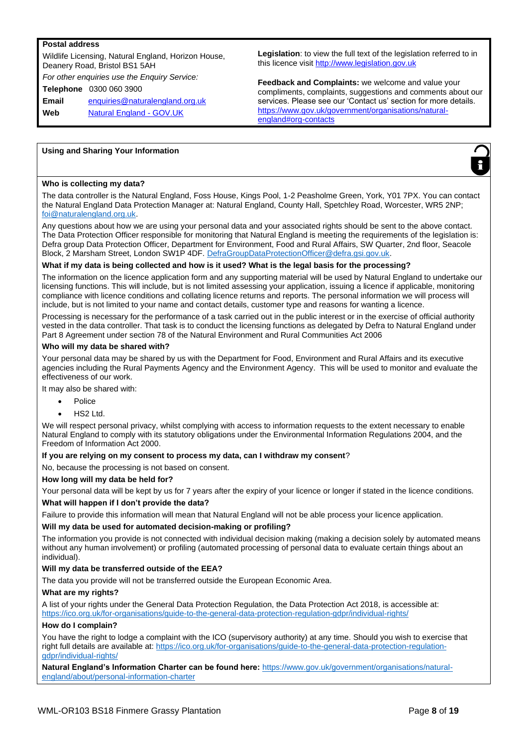**Postal address**

Wildlife Licensing, Natural England, Horizon House, Deanery Road, Bristol BS1 5AH

*For other enquiries use the Enquiry Service:*

**Telephone** 0300 060 3900

**Email** enquiries@naturalengland.org.uk

**Web** Natural England - GOV.UK

**Legislation**: to view the full text of the legislation referred to in this licence visit http://www.legislation.gov.uk

**Feedback and Complaints:** we welcome and value your compliments, complaints, suggestions and comments about our services. Please see our 'Contact us' section for more details. https://www.gov.uk/government/organisations/natural-england#org-contacts

## Using and Sharing Your Information

**Who is collecting my data?**

The data controller is the Natural England, Foss House, Kings Pool, 1-2 Peasholme Green, York, Y01 7PX. You can contact the Natural England Data Protection Manager at: Natural England, County Hall, Spetchley Road, Worcester, WR5 2NP; foi@naturalengland.org.uk.

Any questions about how we are using your personal data and your associated rights should be sent to the above contact. The Data Protection Officer responsible for monitoring that Natural England is meeting the requirements of the legislation is: Defra group Data Protection Officer, Department for Environment, Food and Rural Affairs, SW Quarter, 2nd floor, Seacole Block, 2 Marsham Street, London SW1P 4DF. DefraGroupDataProtectionOfficer@defra.gsi.gov.uk.

**What if my data is being collected and how is it used? What is the legal basis for the processing?**

The information on the licence application form and any supporting material will be used by Natural England to undertake our licensing functions. This will include, but is not limited assessing your application, issuing a licence if applicable, monitoring compliance with licence conditions and collating licence returns and reports. The personal information we will process will include, but is not limited to your name and contact details, customer type and reasons for wanting a licence.

Processing is necessary for the performance of a task carried out in the public interest or in the exercise of official authority vested in the data controller. That task is to conduct the licensing functions as delegated by Defra to Natural England under Part 8 Agreement under section 78 of the Natural Environment and Rural Communities Act 2006

**Who will my data be shared with?**

Your personal data may be shared by us with the Department for Food, Environment and Rural Affairs and its executive agencies including the Rural Payments Agency and the Environment Agency. This will be used to monitor and evaluate the effectiveness of our work.

It may also be shared with:

- Police
- HS2 Ltd.

We will respect personal privacy, whilst complying with access to information requests to the extent necessary to enable Natural England to comply with its statutory obligations under the Environmental Information Regulations 2004, and the Freedom of Information Act 2000.

**If you are relying on my consent to process my data, can I withdraw my consent**?

No, because the processing is not based on consent.

**How long will my data be held for?**

Your personal data will be kept by us for 7 years after the expiry of your licence or longer if stated in the licence conditions.

**What will happen if I don't provide the data?**

Failure to provide this information will mean that Natural England will not be able process your licence application.

**Will my data be used for automated decision-making or profiling?**

The information you provide is not connected with individual decision making (making a decision solely by automated means without any human involvement) or profiling (automated processing of personal data to evaluate certain things about an individual).

**Will my data be transferred outside of the EEA?**

The data you provide will not be transferred outside the European Economic Area.

**What are my rights?**

A list of your rights under the General Data Protection Regulation, the Data Protection Act 2018, is accessible at: https://ico.org.uk/for-organisations/guide-to-the-general-data-protection-regulation-gdpr/individual-rights/

**How do I complain?**

You have the right to lodge a complaint with the ICO (supervisory authority) at any time. Should you wish to exercise that right full details are available at: https://ico.org.uk/for-organisations/guide-to-the-general-data-protection-regulation-gdpr/individual-rights/

**Natural England's Information Charter can be found here:** https://www.gov.uk/government/organisations/natural-england/about/personal-information-charter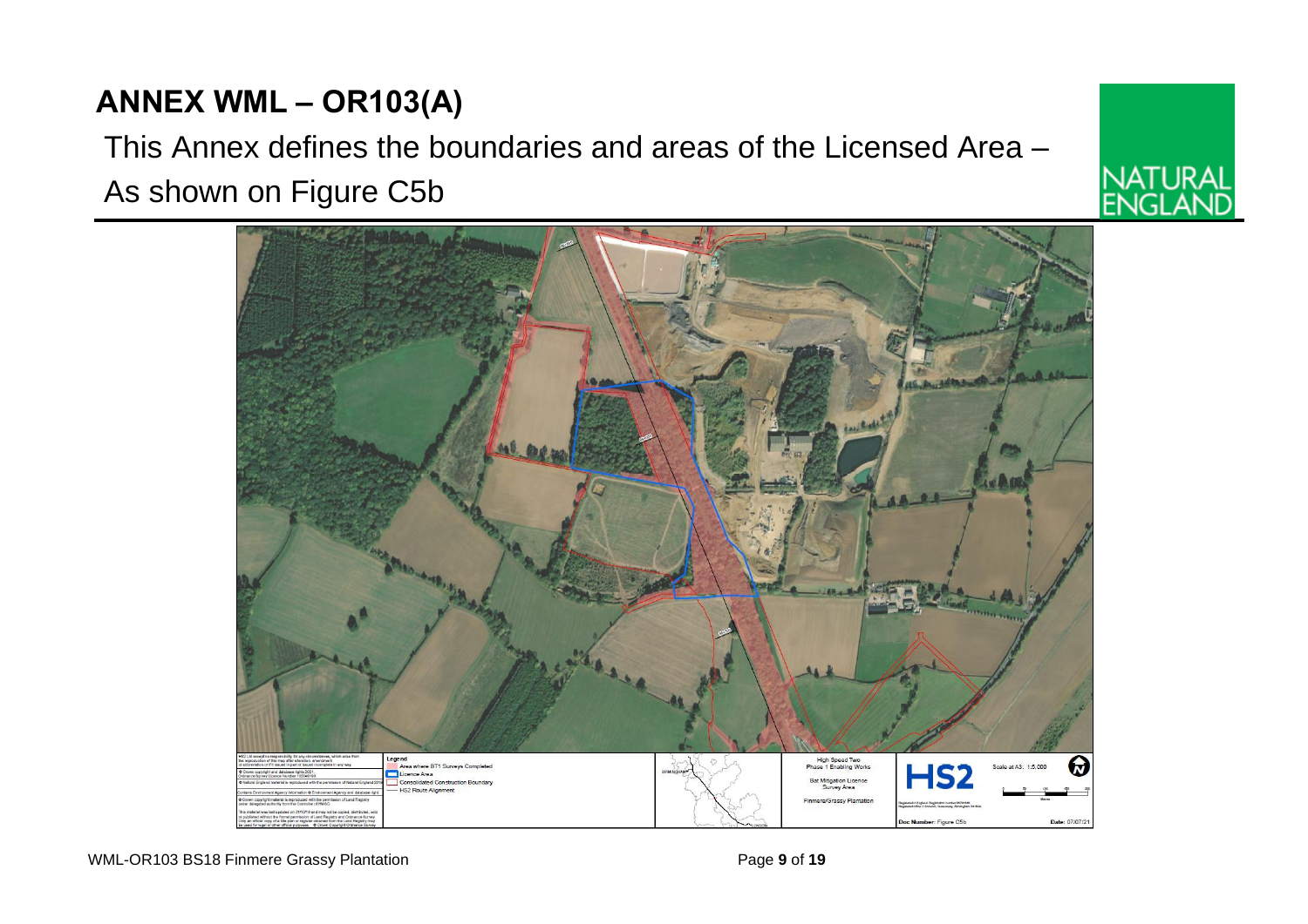# ANNEX WML – OR103(A)

This Annex defines the boundaries and areas of the Licensed Area –
As shown on Figure C5b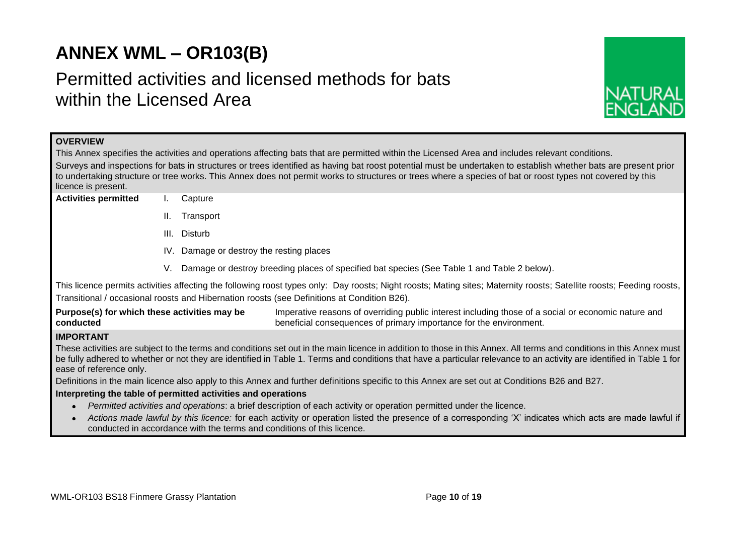# ANNEX WML – OR103(B)

## Permitted activities and licensed methods for bats within the Licensed Area

NATURAL ENGLAND

**OVERVIEW**

This Annex specifies the activities and operations affecting bats that are permitted within the Licensed Area and includes relevant conditions.

Surveys and inspections for bats in structures or trees identified as having bat roost potential must be undertaken to establish whether bats are present prior to undertaking structure or tree works. This Annex does not permit works to structures or trees where a species of bat or roost types not covered by this licence is present.

**Activities permitted**

I. Capture

II. Transport

III. Disturb

IV. Damage or destroy the resting places

V. Damage or destroy breeding places of specified bat species (See Table 1 and Table 2 below).

This licence permits activities affecting the following roost types only: Day roosts; Night roosts; Mating sites; Maternity roosts; Satellite roosts; Feeding roosts, Transitional / occasional roosts and Hibernation roosts (see Definitions at Condition B26).

**Purpose(s) for which these activities may be conducted** Imperative reasons of overriding public interest including those of a social or economic nature and beneficial consequences of primary importance for the environment.

**IMPORTANT**

These activities are subject to the terms and conditions set out in the main licence in addition to those in this Annex. All terms and conditions in this Annex must be fully adhered to whether or not they are identified in Table 1. Terms and conditions that have a particular relevance to an activity are identified in Table 1 for ease of reference only.

Definitions in the main licence also apply to this Annex and further definitions specific to this Annex are set out at Conditions B26 and B27.

**Interpreting the table of permitted activities and operations**

- *Permitted activities and operations*: a brief description of each activity or operation permitted under the licence.
- *Actions made lawful by this licence:* for each activity or operation listed the presence of a corresponding 'X' indicates which acts are made lawful if conducted in accordance with the terms and conditions of this licence.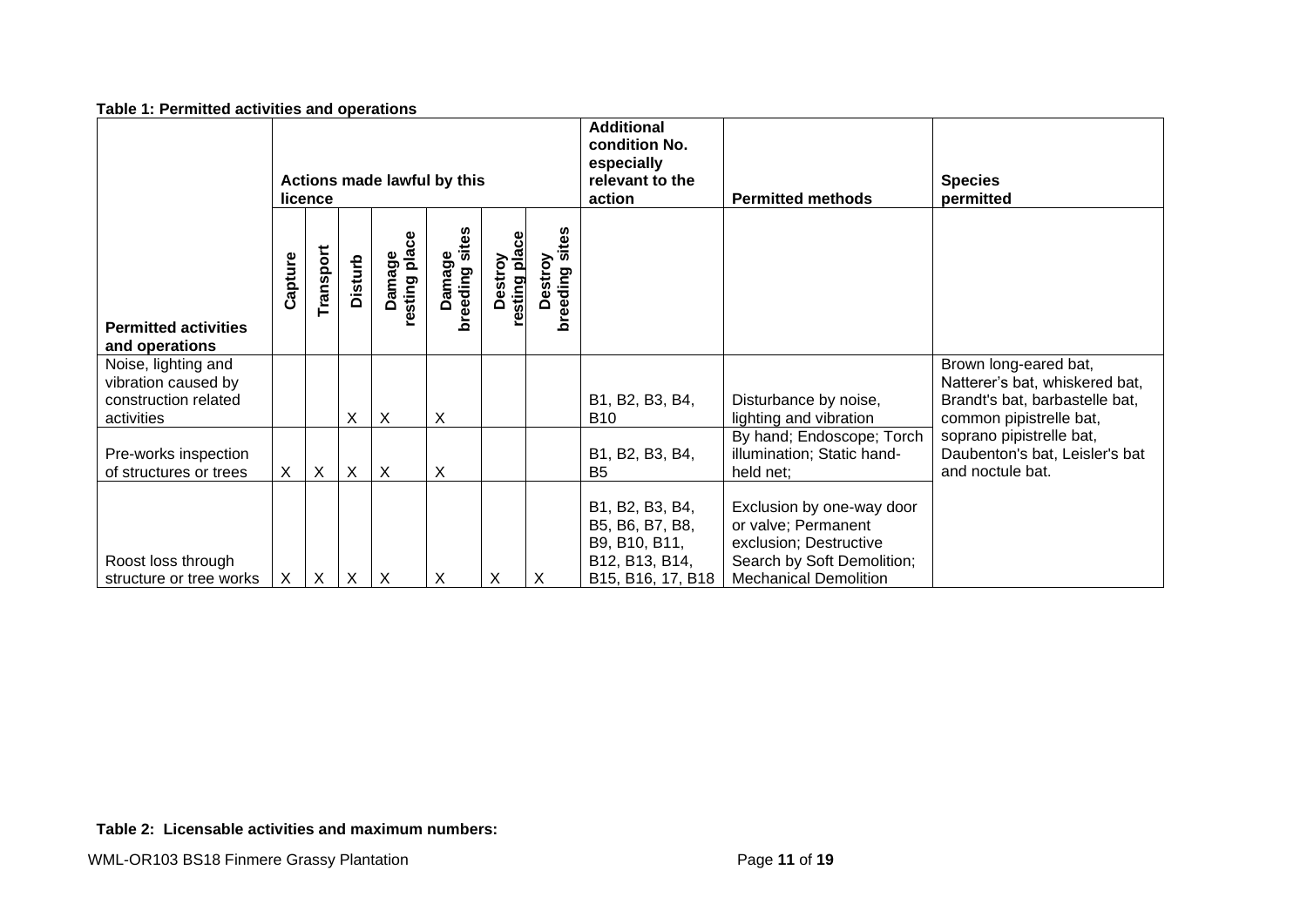**Table 1: Permitted activities and operations**

| Permitted activities and operations | Actions made lawful by this licence | | | | | | | Additional condition No. especially relevant to the action | Permitted methods | Species permitted |
|---|---|---|---|---|---|---|---|---|---|---|
| | Capture | Transport | Disturb | Damage resting place | Damage breeding sites | Destroy resting place | Destroy breeding sites | | | |
| Noise, lighting and vibration caused by construction related activities | | | X | X | X | | | B1, B2, B3, B4, B10 | Disturbance by noise, lighting and vibration | Brown long-eared bat, Natterer's bat, whiskered bat, Brandt's bat, barbastelle bat, common pipistrelle bat, soprano pipistrelle bat, Daubenton's bat, Leisler's bat and noctule bat. |
| Pre-works inspection of structures or trees | X | X | X | X | X | | | B1, B2, B3, B4, B5 | By hand; Endoscope; Torch illumination; Static hand-held net; | |
| Roost loss through structure or tree works | X | X | X | X | X | X | X | B1, B2, B3, B4, B5, B6, B7, B8, B9, B10, B11, B12, B13, B14, B15, B16, 17, B18 | Exclusion by one-way door or valve; Permanent exclusion; Destructive Search by Soft Demolition; Mechanical Demolition | |

**Table 2: Licensable activities and maximum numbers:**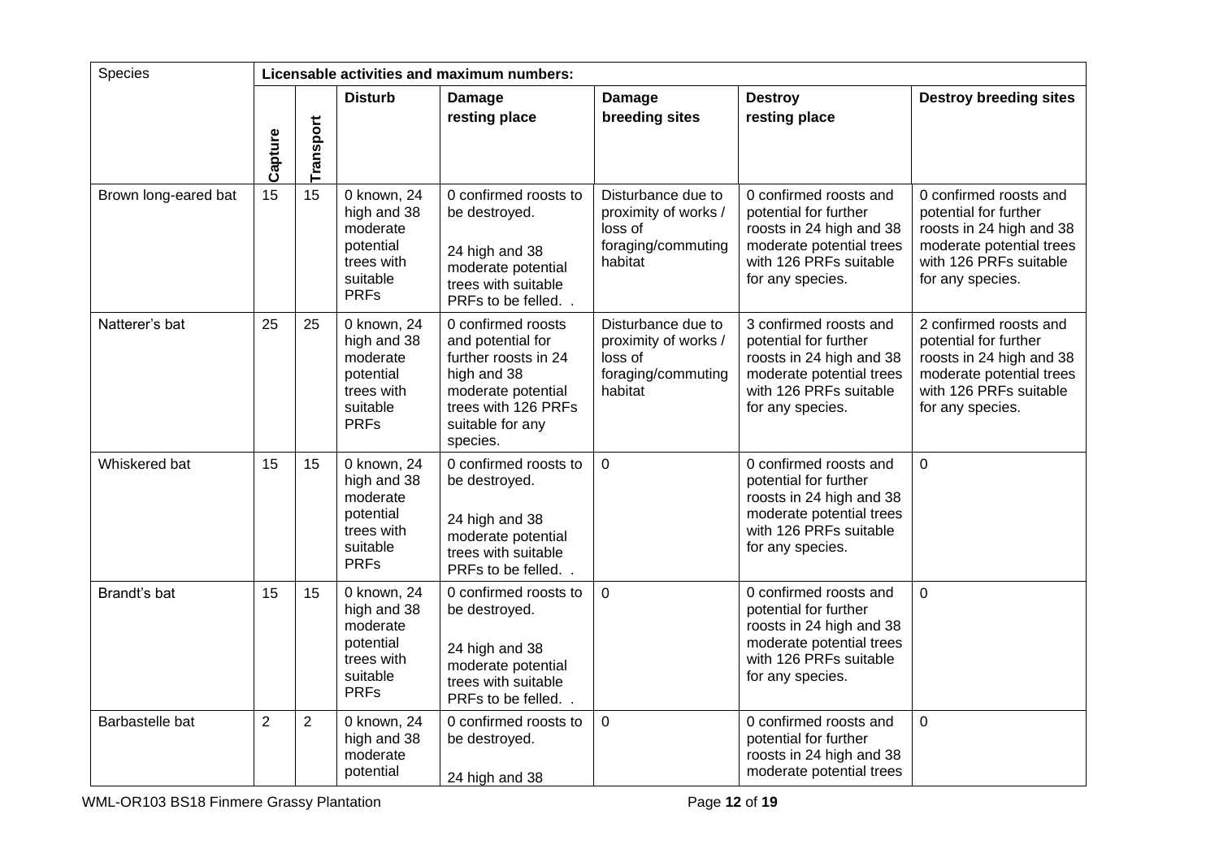| Species | Licensable activities and maximum numbers: | | | | | | |
|---|---|---|---|---|---|---|---|
| | Capture | Transport | Disturb | Damage resting place | Damage breeding sites | Destroy resting place | Destroy breeding sites |
| Brown long-eared bat | 15 | 15 | 0 known, 24 high and 38 moderate potential trees with suitable PRFs | 0 confirmed roosts to be destroyed. 24 high and 38 moderate potential trees with suitable PRFs to be felled. . | Disturbance due to proximity of works / loss of foraging/commuting habitat | 0 confirmed roosts and potential for further roosts in 24 high and 38 moderate potential trees with 126 PRFs suitable for any species. | 0 confirmed roosts and potential for further roosts in 24 high and 38 moderate potential trees with 126 PRFs suitable for any species. |
| Natterer's bat | 25 | 25 | 0 known, 24 high and 38 moderate potential trees with suitable PRFs | 0 confirmed roosts and potential for further roosts in 24 high and 38 moderate potential trees with 126 PRFs suitable for any species. | Disturbance due to proximity of works / loss of foraging/commuting habitat | 3 confirmed roosts and potential for further roosts in 24 high and 38 moderate potential trees with 126 PRFs suitable for any species. | 2 confirmed roosts and potential for further roosts in 24 high and 38 moderate potential trees with 126 PRFs suitable for any species. |
| Whiskered bat | 15 | 15 | 0 known, 24 high and 38 moderate potential trees with suitable PRFs | 0 confirmed roosts to be destroyed. 24 high and 38 moderate potential trees with suitable PRFs to be felled. . | 0 | 0 confirmed roosts and potential for further roosts in 24 high and 38 moderate potential trees with 126 PRFs suitable for any species. | 0 |
| Brandt's bat | 15 | 15 | 0 known, 24 high and 38 moderate potential trees with suitable PRFs | 0 confirmed roosts to be destroyed. 24 high and 38 moderate potential trees with suitable PRFs to be felled. . | 0 | 0 confirmed roosts and potential for further roosts in 24 high and 38 moderate potential trees with 126 PRFs suitable for any species. | 0 |
| Barbastelle bat | 2 | 2 | 0 known, 24 high and 38 moderate potential | 0 confirmed roosts to be destroyed. 24 high and 38 | 0 | 0 confirmed roosts and potential for further roosts in 24 high and 38 moderate potential trees | 0 |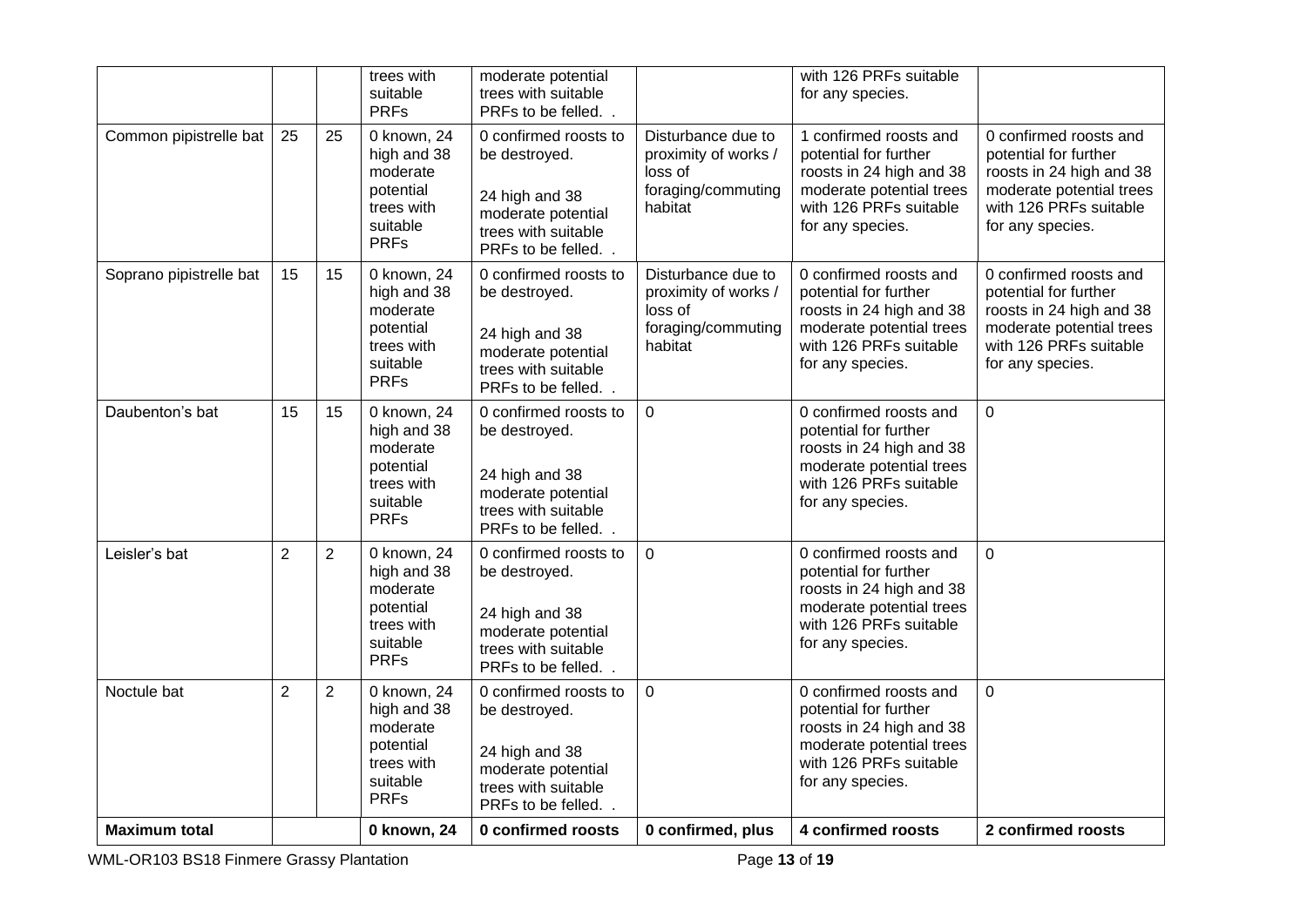| | | | trees with suitable PRFs | moderate potential trees with suitable PRFs to be felled. . | | with 126 PRFs suitable for any species. | |
|---|---|---|---|---|---|---|---|
| Common pipistrelle bat | 25 | 25 | 0 known, 24 high and 38 moderate potential trees with suitable PRFs | 0 confirmed roosts to be destroyed.<br><br>24 high and 38 moderate potential trees with suitable PRFs to be felled. . | Disturbance due to proximity of works / loss of foraging/commuting habitat | 1 confirmed roosts and potential for further roosts in 24 high and 38 moderate potential trees with 126 PRFs suitable for any species. | 0 confirmed roosts and potential for further roosts in 24 high and 38 moderate potential trees with 126 PRFs suitable for any species. |
| Soprano pipistrelle bat | 15 | 15 | 0 known, 24 high and 38 moderate potential trees with suitable PRFs | 0 confirmed roosts to be destroyed.<br><br>24 high and 38 moderate potential trees with suitable PRFs to be felled. . | Disturbance due to proximity of works / loss of foraging/commuting habitat | 0 confirmed roosts and potential for further roosts in 24 high and 38 moderate potential trees with 126 PRFs suitable for any species. | 0 confirmed roosts and potential for further roosts in 24 high and 38 moderate potential trees with 126 PRFs suitable for any species. |
| Daubenton's bat | 15 | 15 | 0 known, 24 high and 38 moderate potential trees with suitable PRFs | 0 confirmed roosts to be destroyed.<br><br>24 high and 38 moderate potential trees with suitable PRFs to be felled. . | 0 | 0 confirmed roosts and potential for further roosts in 24 high and 38 moderate potential trees with 126 PRFs suitable for any species. | 0 |
| Leisler's bat | 2 | 2 | 0 known, 24 high and 38 moderate potential trees with suitable PRFs | 0 confirmed roosts to be destroyed.<br><br>24 high and 38 moderate potential trees with suitable PRFs to be felled. . | 0 | 0 confirmed roosts and potential for further roosts in 24 high and 38 moderate potential trees with 126 PRFs suitable for any species. | 0 |
| Noctule bat | 2 | 2 | 0 known, 24 high and 38 moderate potential trees with suitable PRFs | 0 confirmed roosts to be destroyed.<br><br>24 high and 38 moderate potential trees with suitable PRFs to be felled. . | 0 | 0 confirmed roosts and potential for further roosts in 24 high and 38 moderate potential trees with 126 PRFs suitable for any species. | 0 |
| **Maximum total** | | | **0 known, 24** | **0 confirmed roosts** | **0 confirmed, plus** | **4 confirmed roosts** | **2 confirmed roosts** |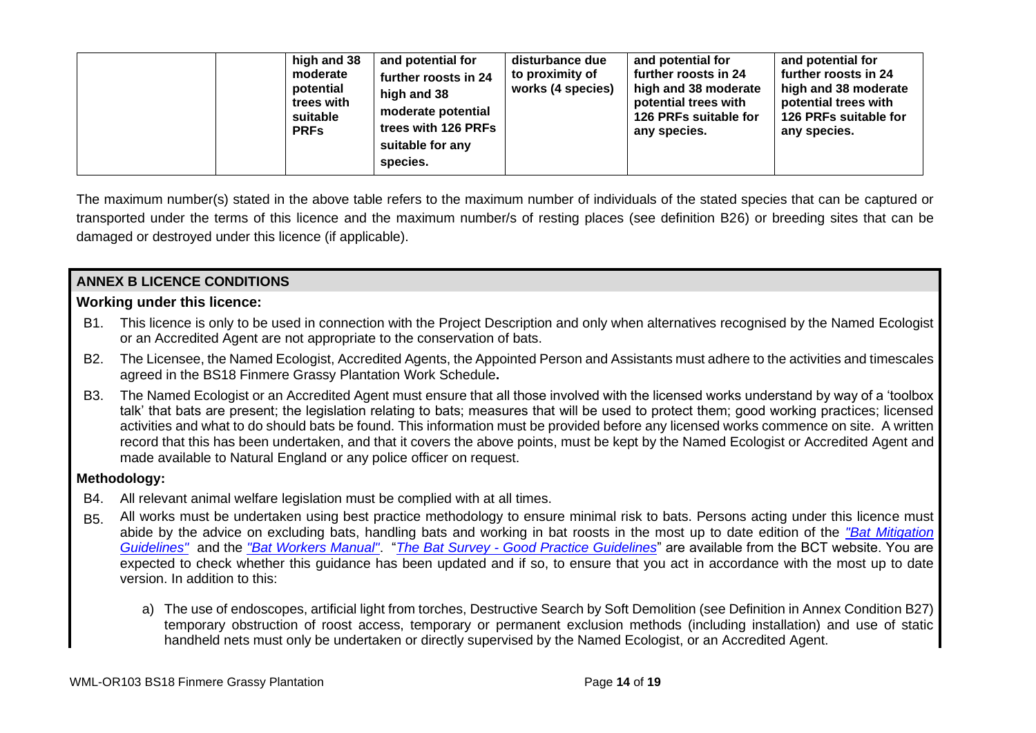| | | high and 38 moderate potential trees with suitable PRFs | and potential for further roosts in 24 high and 38 moderate potential trees with 126 PRFs suitable for any species. | disturbance due to proximity of works (4 species) | and potential for further roosts in 24 high and 38 moderate potential trees with 126 PRFs suitable for any species. | and potential for further roosts in 24 high and 38 moderate potential trees with 126 PRFs suitable for any species. |
|---|---|---|---|---|---|---|

The maximum number(s) stated in the above table refers to the maximum number of individuals of the stated species that can be captured or transported under the terms of this licence and the maximum number/s of resting places (see definition B26) or breeding sites that can be damaged or destroyed under this licence (if applicable).

## ANNEX B LICENCE CONDITIONS

### Working under this licence:

B1. This licence is only to be used in connection with the Project Description and only when alternatives recognised by the Named Ecologist or an Accredited Agent are not appropriate to the conservation of bats.

B2. The Licensee, the Named Ecologist, Accredited Agents, the Appointed Person and Assistants must adhere to the activities and timescales agreed in the BS18 Finmere Grassy Plantation Work Schedule**.**

B3. The Named Ecologist or an Accredited Agent must ensure that all those involved with the licensed works understand by way of a 'toolbox talk' that bats are present; the legislation relating to bats; measures that will be used to protect them; good working practices; licensed activities and what to do should bats be found. This information must be provided before any licensed works commence on site. A written record that this has been undertaken, and that it covers the above points, must be kept by the Named Ecologist or Accredited Agent and made available to Natural England or any police officer on request.

### Methodology:

B4. All relevant animal welfare legislation must be complied with at all times.

B5. All works must be undertaken using best practice methodology to ensure minimal risk to bats. Persons acting under this licence must abide by the advice on excluding bats, handling bats and working in bat roosts in the most up to date edition of the *"Bat Mitigation Guidelines"* and the *"Bat Workers Manual"*. "*The Bat Survey - Good Practice Guidelines*" are available from the BCT website. You are expected to check whether this guidance has been updated and if so, to ensure that you act in accordance with the most up to date version. In addition to this:

a) The use of endoscopes, artificial light from torches, Destructive Search by Soft Demolition (see Definition in Annex Condition B27) temporary obstruction of roost access, temporary or permanent exclusion methods (including installation) and use of static handheld nets must only be undertaken or directly supervised by the Named Ecologist, or an Accredited Agent.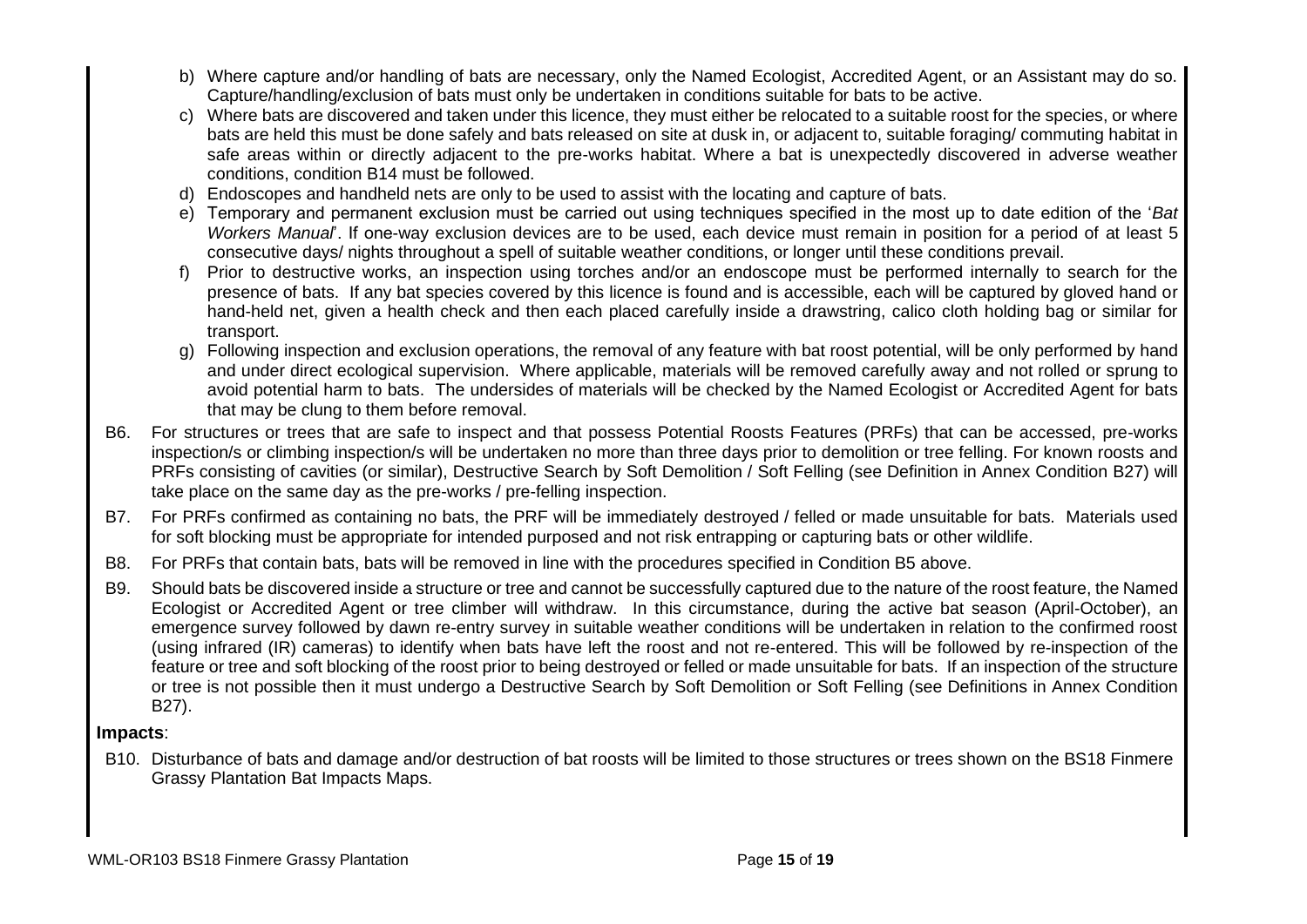b) Where capture and/or handling of bats are necessary, only the Named Ecologist, Accredited Agent, or an Assistant may do so. Capture/handling/exclusion of bats must only be undertaken in conditions suitable for bats to be active.

c) Where bats are discovered and taken under this licence, they must either be relocated to a suitable roost for the species, or where bats are held this must be done safely and bats released on site at dusk in, or adjacent to, suitable foraging/ commuting habitat in safe areas within or directly adjacent to the pre-works habitat. Where a bat is unexpectedly discovered in adverse weather conditions, condition B14 must be followed.

d) Endoscopes and handheld nets are only to be used to assist with the locating and capture of bats.

e) Temporary and permanent exclusion must be carried out using techniques specified in the most up to date edition of the '*Bat Workers Manual*'. If one-way exclusion devices are to be used, each device must remain in position for a period of at least 5 consecutive days/ nights throughout a spell of suitable weather conditions, or longer until these conditions prevail.

f) Prior to destructive works, an inspection using torches and/or an endoscope must be performed internally to search for the presence of bats. If any bat species covered by this licence is found and is accessible, each will be captured by gloved hand or hand-held net, given a health check and then each placed carefully inside a drawstring, calico cloth holding bag or similar for transport.

g) Following inspection and exclusion operations, the removal of any feature with bat roost potential, will be only performed by hand and under direct ecological supervision. Where applicable, materials will be removed carefully away and not rolled or sprung to avoid potential harm to bats. The undersides of materials will be checked by the Named Ecologist or Accredited Agent for bats that may be clung to them before removal.

B6. For structures or trees that are safe to inspect and that possess Potential Roosts Features (PRFs) that can be accessed, pre-works inspection/s or climbing inspection/s will be undertaken no more than three days prior to demolition or tree felling. For known roosts and PRFs consisting of cavities (or similar), Destructive Search by Soft Demolition / Soft Felling (see Definition in Annex Condition B27) will take place on the same day as the pre-works / pre-felling inspection.

B7. For PRFs confirmed as containing no bats, the PRF will be immediately destroyed / felled or made unsuitable for bats. Materials used for soft blocking must be appropriate for intended purposed and not risk entrapping or capturing bats or other wildlife.

B8. For PRFs that contain bats, bats will be removed in line with the procedures specified in Condition B5 above.

B9. Should bats be discovered inside a structure or tree and cannot be successfully captured due to the nature of the roost feature, the Named Ecologist or Accredited Agent or tree climber will withdraw. In this circumstance, during the active bat season (April-October), an emergence survey followed by dawn re-entry survey in suitable weather conditions will be undertaken in relation to the confirmed roost (using infrared (IR) cameras) to identify when bats have left the roost and not re-entered. This will be followed by re-inspection of the feature or tree and soft blocking of the roost prior to being destroyed or felled or made unsuitable for bats. If an inspection of the structure or tree is not possible then it must undergo a Destructive Search by Soft Demolition or Soft Felling (see Definitions in Annex Condition B27).

**Impacts**:

B10. Disturbance of bats and damage and/or destruction of bat roosts will be limited to those structures or trees shown on the BS18 Finmere Grassy Plantation Bat Impacts Maps.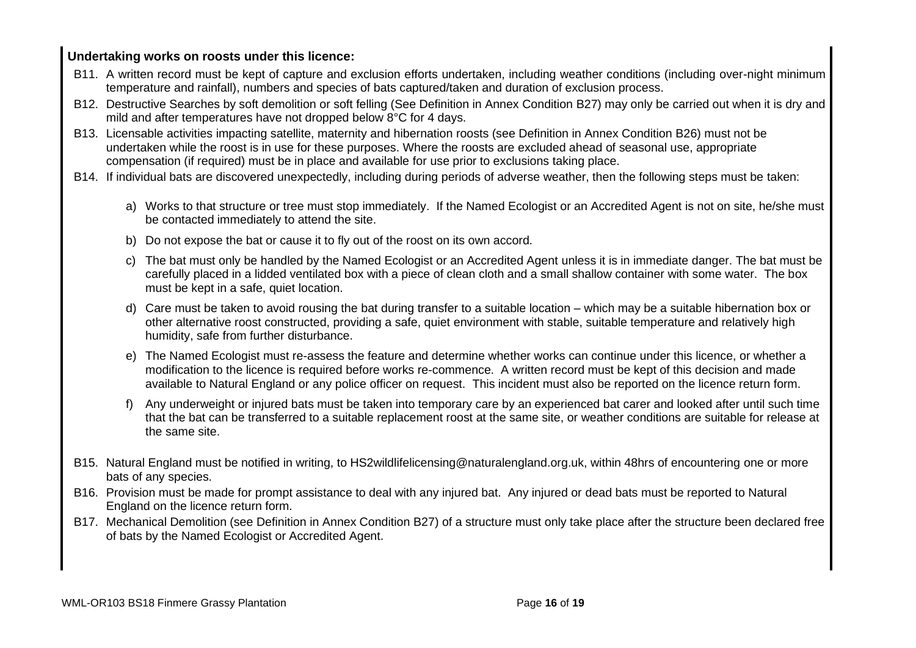**Undertaking works on roosts under this licence:**

B11. A written record must be kept of capture and exclusion efforts undertaken, including weather conditions (including over-night minimum temperature and rainfall), numbers and species of bats captured/taken and duration of exclusion process.

B12. Destructive Searches by soft demolition or soft felling (See Definition in Annex Condition B27) may only be carried out when it is dry and mild and after temperatures have not dropped below 8°C for 4 days.

B13. Licensable activities impacting satellite, maternity and hibernation roosts (see Definition in Annex Condition B26) must not be undertaken while the roost is in use for these purposes. Where the roosts are excluded ahead of seasonal use, appropriate compensation (if required) must be in place and available for use prior to exclusions taking place.

B14. If individual bats are discovered unexpectedly, including during periods of adverse weather, then the following steps must be taken:

a) Works to that structure or tree must stop immediately. If the Named Ecologist or an Accredited Agent is not on site, he/she must be contacted immediately to attend the site.

b) Do not expose the bat or cause it to fly out of the roost on its own accord.

c) The bat must only be handled by the Named Ecologist or an Accredited Agent unless it is in immediate danger. The bat must be carefully placed in a lidded ventilated box with a piece of clean cloth and a small shallow container with some water. The box must be kept in a safe, quiet location.

d) Care must be taken to avoid rousing the bat during transfer to a suitable location – which may be a suitable hibernation box or other alternative roost constructed, providing a safe, quiet environment with stable, suitable temperature and relatively high humidity, safe from further disturbance.

e) The Named Ecologist must re-assess the feature and determine whether works can continue under this licence, or whether a modification to the licence is required before works re-commence. A written record must be kept of this decision and made available to Natural England or any police officer on request. This incident must also be reported on the licence return form.

f) Any underweight or injured bats must be taken into temporary care by an experienced bat carer and looked after until such time that the bat can be transferred to a suitable replacement roost at the same site, or weather conditions are suitable for release at the same site.

B15. Natural England must be notified in writing, to HS2wildlifelicensing@naturalengland.org.uk, within 48hrs of encountering one or more bats of any species.

B16. Provision must be made for prompt assistance to deal with any injured bat. Any injured or dead bats must be reported to Natural England on the licence return form.

B17. Mechanical Demolition (see Definition in Annex Condition B27) of a structure must only take place after the structure been declared free of bats by the Named Ecologist or Accredited Agent.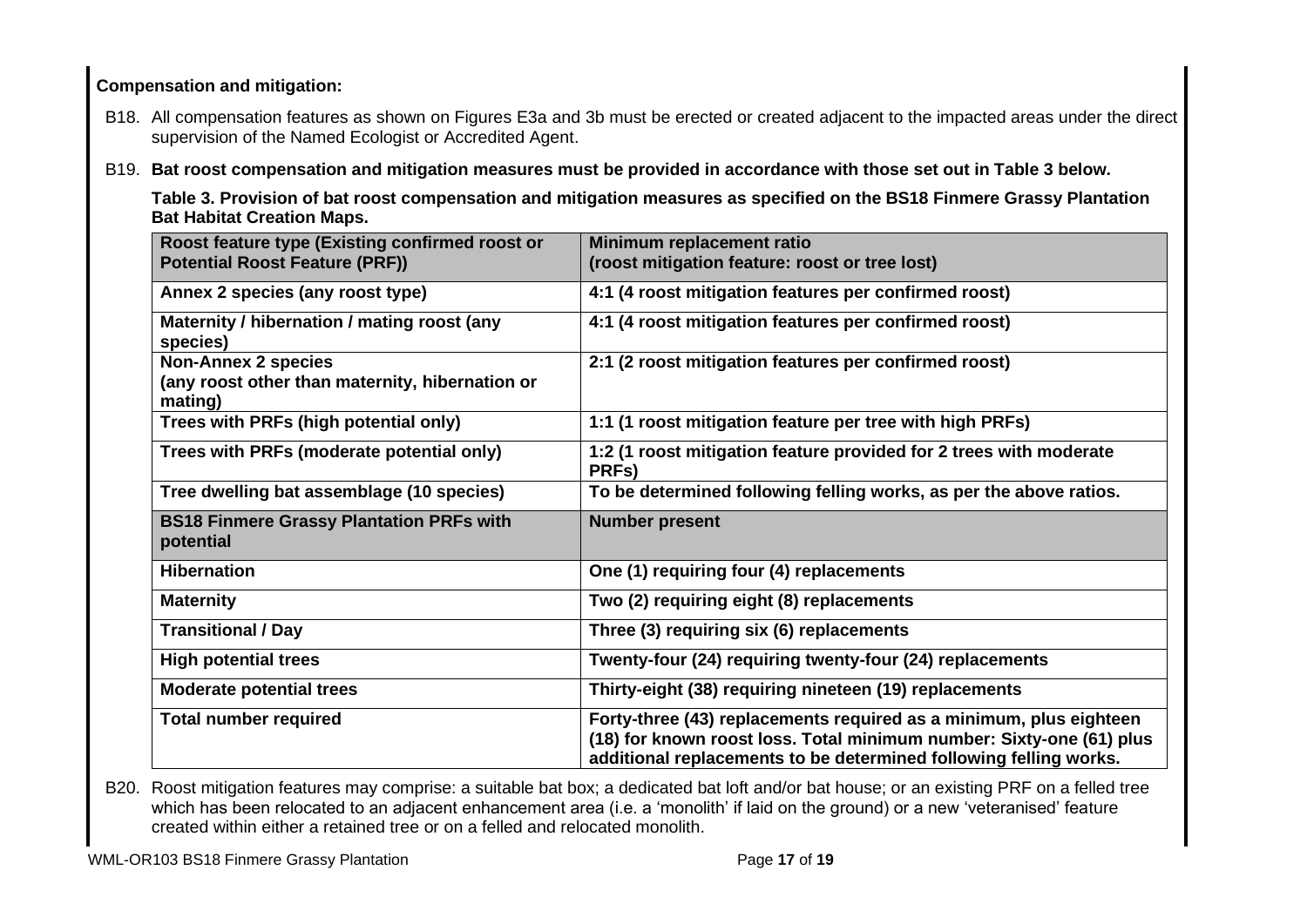**Compensation and mitigation:**

B18. All compensation features as shown on Figures E3a and 3b must be erected or created adjacent to the impacted areas under the direct supervision of the Named Ecologist or Accredited Agent.

B19. **Bat roost compensation and mitigation measures must be provided in accordance with those set out in Table 3 below.**

**Table 3. Provision of bat roost compensation and mitigation measures as specified on the BS18 Finmere Grassy Plantation Bat Habitat Creation Maps.**

| Roost feature type (Existing confirmed roost or Potential Roost Feature (PRF)) | Minimum replacement ratio (roost mitigation feature: roost or tree lost) |
|---|---|
| Annex 2 species (any roost type) | 4:1 (4 roost mitigation features per confirmed roost) |
| Maternity / hibernation / mating roost (any species) | 4:1 (4 roost mitigation features per confirmed roost) |
| Non-Annex 2 species (any roost other than maternity, hibernation or mating) | 2:1 (2 roost mitigation features per confirmed roost) |
| Trees with PRFs (high potential only) | 1:1 (1 roost mitigation feature per tree with high PRFs) |
| Trees with PRFs (moderate potential only) | 1:2 (1 roost mitigation feature provided for 2 trees with moderate PRFs) |
| Tree dwelling bat assemblage (10 species) | To be determined following felling works, as per the above ratios. |
| **BS18 Finmere Grassy Plantation PRFs with potential** | **Number present** |
| Hibernation | One (1) requiring four (4) replacements |
| Maternity | Two (2) requiring eight (8) replacements |
| Transitional / Day | Three (3) requiring six (6) replacements |
| High potential trees | Twenty-four (24) requiring twenty-four (24) replacements |
| Moderate potential trees | Thirty-eight (38) requiring nineteen (19) replacements |
| Total number required | Forty-three (43) replacements required as a minimum, plus eighteen (18) for known roost loss. Total minimum number: Sixty-one (61) plus additional replacements to be determined following felling works. |

B20. Roost mitigation features may comprise: a suitable bat box; a dedicated bat loft and/or bat house; or an existing PRF on a felled tree which has been relocated to an adjacent enhancement area (i.e. a 'monolith' if laid on the ground) or a new 'veteranised' feature created within either a retained tree or on a felled and relocated monolith.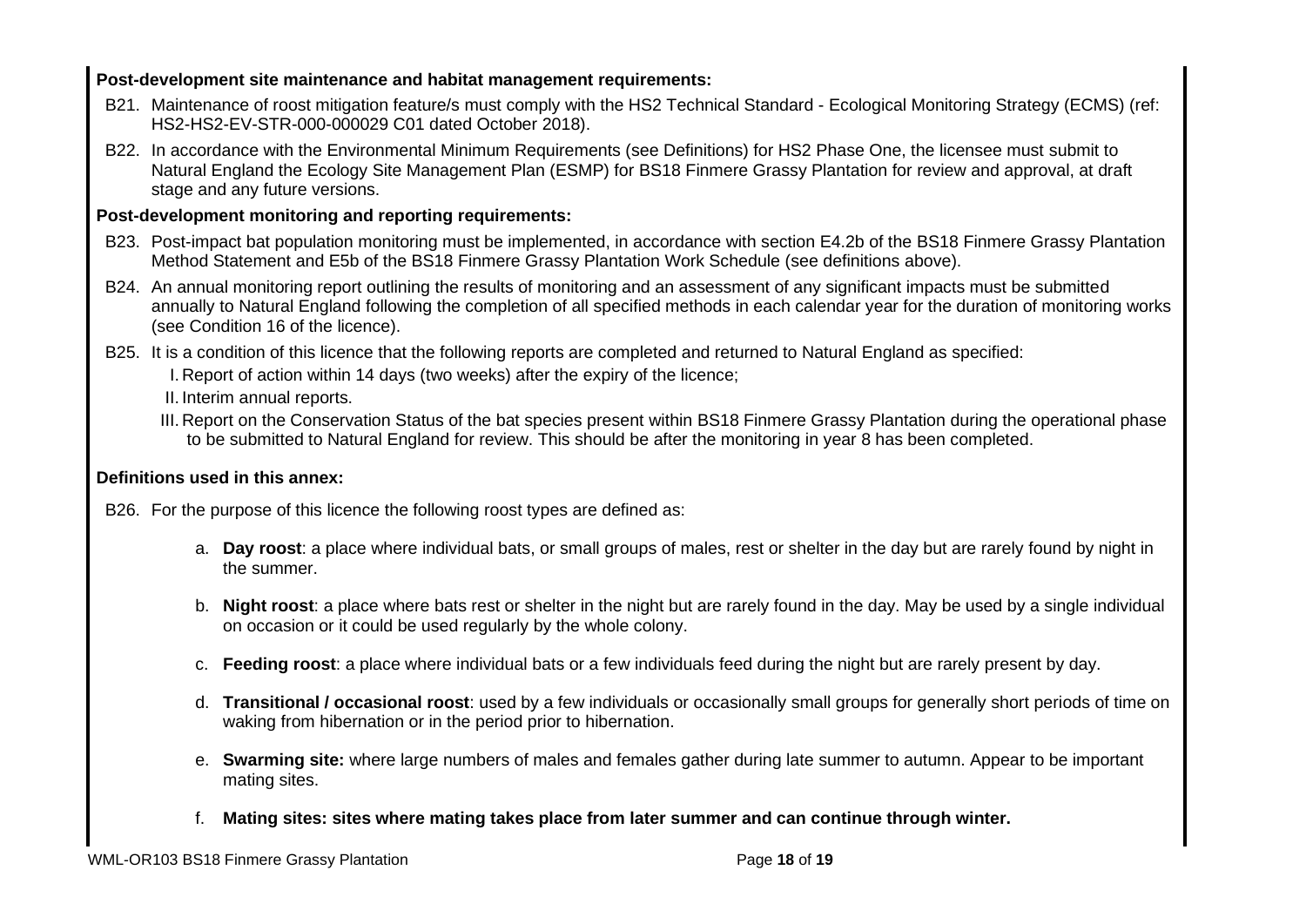**Post-development site maintenance and habitat management requirements:**

B21. Maintenance of roost mitigation feature/s must comply with the HS2 Technical Standard - Ecological Monitoring Strategy (ECMS) (ref: HS2-HS2-EV-STR-000-000029 C01 dated October 2018).

B22. In accordance with the Environmental Minimum Requirements (see Definitions) for HS2 Phase One, the licensee must submit to Natural England the Ecology Site Management Plan (ESMP) for BS18 Finmere Grassy Plantation for review and approval, at draft stage and any future versions.

**Post-development monitoring and reporting requirements:**

B23. Post-impact bat population monitoring must be implemented, in accordance with section E4.2b of the BS18 Finmere Grassy Plantation Method Statement and E5b of the BS18 Finmere Grassy Plantation Work Schedule (see definitions above).

B24. An annual monitoring report outlining the results of monitoring and an assessment of any significant impacts must be submitted annually to Natural England following the completion of all specified methods in each calendar year for the duration of monitoring works (see Condition 16 of the licence).

B25. It is a condition of this licence that the following reports are completed and returned to Natural England as specified:

I. Report of action within 14 days (two weeks) after the expiry of the licence;

II. Interim annual reports.

III. Report on the Conservation Status of the bat species present within BS18 Finmere Grassy Plantation during the operational phase to be submitted to Natural England for review. This should be after the monitoring in year 8 has been completed.

**Definitions used in this annex:**

B26. For the purpose of this licence the following roost types are defined as:

a. **Day roost**: a place where individual bats, or small groups of males, rest or shelter in the day but are rarely found by night in the summer.

b. **Night roost**: a place where bats rest or shelter in the night but are rarely found in the day. May be used by a single individual on occasion or it could be used regularly by the whole colony.

c. **Feeding roost**: a place where individual bats or a few individuals feed during the night but are rarely present by day.

d. **Transitional / occasional roost**: used by a few individuals or occasionally small groups for generally short periods of time on waking from hibernation or in the period prior to hibernation.

e. **Swarming site:** where large numbers of males and females gather during late summer to autumn. Appear to be important mating sites.

f. **Mating sites: sites where mating takes place from later summer and can continue through winter.**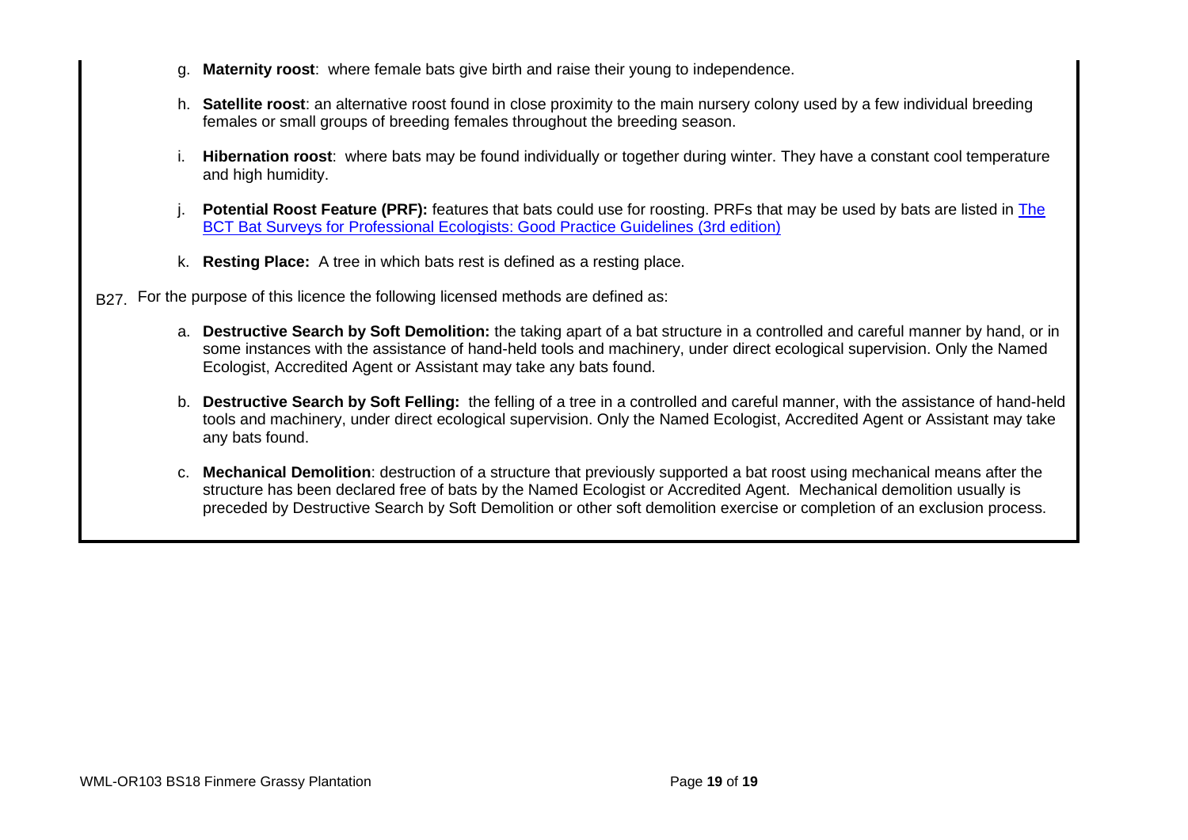g. **Maternity roost**: where female bats give birth and raise their young to independence.

h. **Satellite roost**: an alternative roost found in close proximity to the main nursery colony used by a few individual breeding females or small groups of breeding females throughout the breeding season.

i. **Hibernation roost**: where bats may be found individually or together during winter. They have a constant cool temperature and high humidity.

j. **Potential Roost Feature (PRF):** features that bats could use for roosting. PRFs that may be used by bats are listed in The BCT Bat Surveys for Professional Ecologists: Good Practice Guidelines (3rd edition)

k. **Resting Place:** A tree in which bats rest is defined as a resting place.

B27. For the purpose of this licence the following licensed methods are defined as:

a. **Destructive Search by Soft Demolition:** the taking apart of a bat structure in a controlled and careful manner by hand, or in some instances with the assistance of hand-held tools and machinery, under direct ecological supervision. Only the Named Ecologist, Accredited Agent or Assistant may take any bats found.

b. **Destructive Search by Soft Felling:** the felling of a tree in a controlled and careful manner, with the assistance of hand-held tools and machinery, under direct ecological supervision. Only the Named Ecologist, Accredited Agent or Assistant may take any bats found.

c. **Mechanical Demolition**: destruction of a structure that previously supported a bat roost using mechanical means after the structure has been declared free of bats by the Named Ecologist or Accredited Agent. Mechanical demolition usually is preceded by Destructive Search by Soft Demolition or other soft demolition exercise or completion of an exclusion process.